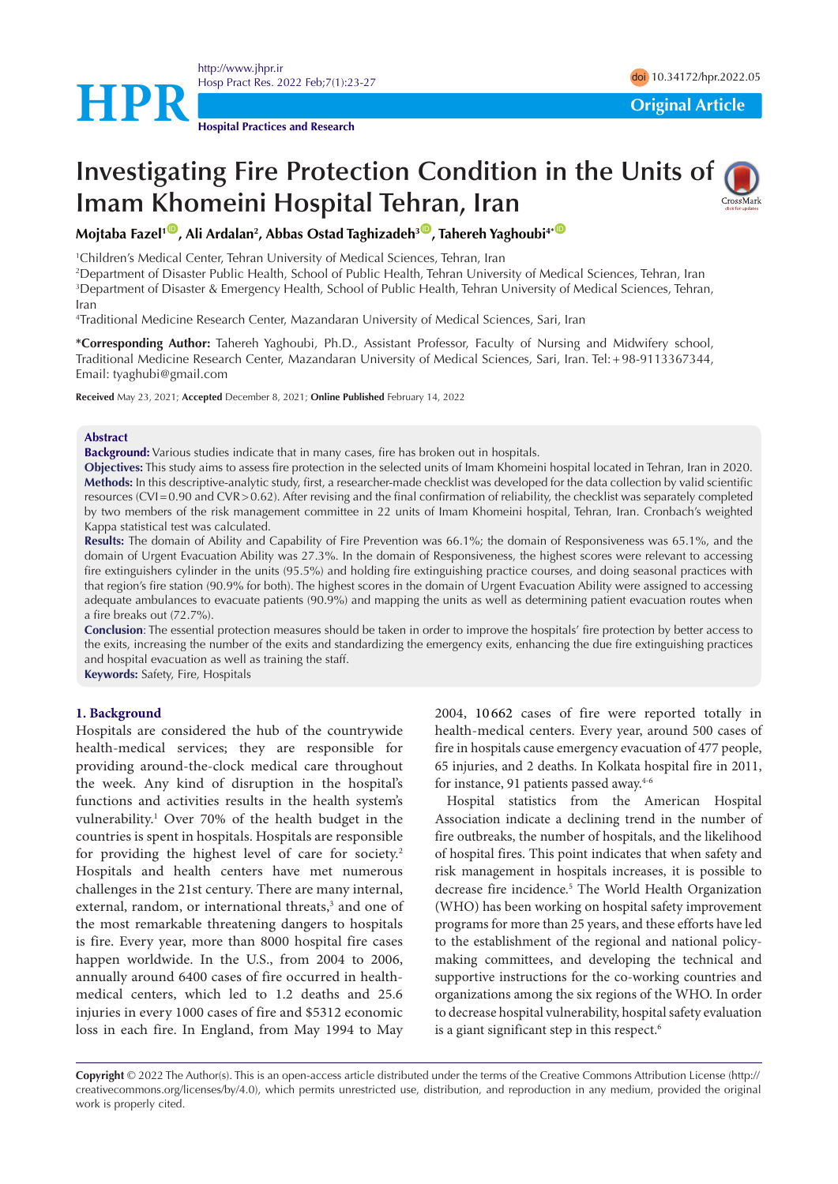# Investigating Fire Protection Condition in the Units of Imam Khomeini Hospital Tehran, Iran

**Mojtaba Fazel[1], Ali Ardalan[2], Abbas Ostad Taghizadeh[3], Tahereh Yaghoubi[4*]**

[1]Children's Medical Center, Tehran University of Medical Sciences, Tehran, Iran

[2]Department of Disaster Public Health, School of Public Health, Tehran University of Medical Sciences, Tehran, Iran

[3]Department of Disaster & Emergency Health, School of Public Health, Tehran University of Medical Sciences, Tehran, Iran

[4]Traditional Medicine Research Center, Mazandaran University of Medical Sciences, Sari, Iran

**\*Corresponding Author:** Tahereh Yaghoubi, Ph.D., Assistant Professor, Faculty of Nursing and Midwifery school, Traditional Medicine Research Center, Mazandaran University of Medical Sciences, Sari, Iran. Tel:+98-9113367344, Email: tyaghubi@gmail.com

**Received** May 23, 2021; **Accepted** December 8, 2021; **Online Published** February 14, 2022

## Abstract

**Background:** Various studies indicate that in many cases, fire has broken out in hospitals.

**Objectives:** This study aims to assess fire protection in the selected units of Imam Khomeini hospital located in Tehran, Iran in 2020.

**Methods:** In this descriptive-analytic study, first, a researcher-made checklist was developed for the data collection by valid scientific resources (CVI = 0.90 and CVR > 0.62). After revising and the final confirmation of reliability, the checklist was separately completed by two members of the risk management committee in 22 units of Imam Khomeini hospital, Tehran, Iran. Cronbach's weighted Kappa statistical test was calculated.

**Results:** The domain of Ability and Capability of Fire Prevention was 66.1%; the domain of Responsiveness was 65.1%, and the domain of Urgent Evacuation Ability was 27.3%. In the domain of Responsiveness, the highest scores were relevant to accessing fire extinguishers cylinder in the units (95.5%) and holding fire extinguishing practice courses, and doing seasonal practices with that region's fire station (90.9% for both). The highest scores in the domain of Urgent Evacuation Ability were assigned to accessing adequate ambulances to evacuate patients (90.9%) and mapping the units as well as determining patient evacuation routes when a fire breaks out (72.7%).

**Conclusion**: The essential protection measures should be taken in order to improve the hospitals' fire protection by better access to the exits, increasing the number of the exits and standardizing the emergency exits, enhancing the due fire extinguishing practices and hospital evacuation as well as training the staff.

**Keywords:** Safety, Fire, Hospitals

## 1. Background

Hospitals are considered the hub of the countrywide health-medical services; they are responsible for providing around-the-clock medical care throughout the week. Any kind of disruption in the hospital's functions and activities results in the health system's vulnerability.[1] Over 70% of the health budget in the countries is spent in hospitals. Hospitals are responsible for providing the highest level of care for society.[2] Hospitals and health centers have met numerous challenges in the 21st century. There are many internal, external, random, or international threats,[3] and one of the most remarkable threatening dangers to hospitals is fire. Every year, more than 8000 hospital fire cases happen worldwide. In the U.S., from 2004 to 2006, annually around 6400 cases of fire occurred in health-medical centers, which led to 1.2 deaths and 25.6 injuries in every 1000 cases of fire and $5312 economic loss in each fire. In England, from May 1994 to May 2004, 10 662 cases of fire were reported totally in health-medical centers. Every year, around 500 cases of fire in hospitals cause emergency evacuation of 477 people, 65 injuries, and 2 deaths. In Kolkata hospital fire in 2011, for instance, 91 patients passed away.[4-6]

Hospital statistics from the American Hospital Association indicate a declining trend in the number of fire outbreaks, the number of hospitals, and the likelihood of hospital fires. This point indicates that when safety and risk management in hospitals increases, it is possible to decrease fire incidence.[5] The World Health Organization (WHO) has been working on hospital safety improvement programs for more than 25 years, and these efforts have led to the establishment of the regional and national policy-making committees, and developing the technical and supportive instructions for the co-working countries and organizations among the six regions of the WHO. In order to decrease hospital vulnerability, hospital safety evaluation is a giant significant step in this respect.[6]

**Copyright** © 2022 The Author(s). This is an open-access article distributed under the terms of the Creative Commons Attribution License (http://creativecommons.org/licenses/by/4.0), which permits unrestricted use, distribution, and reproduction in any medium, provided the original work is properly cited.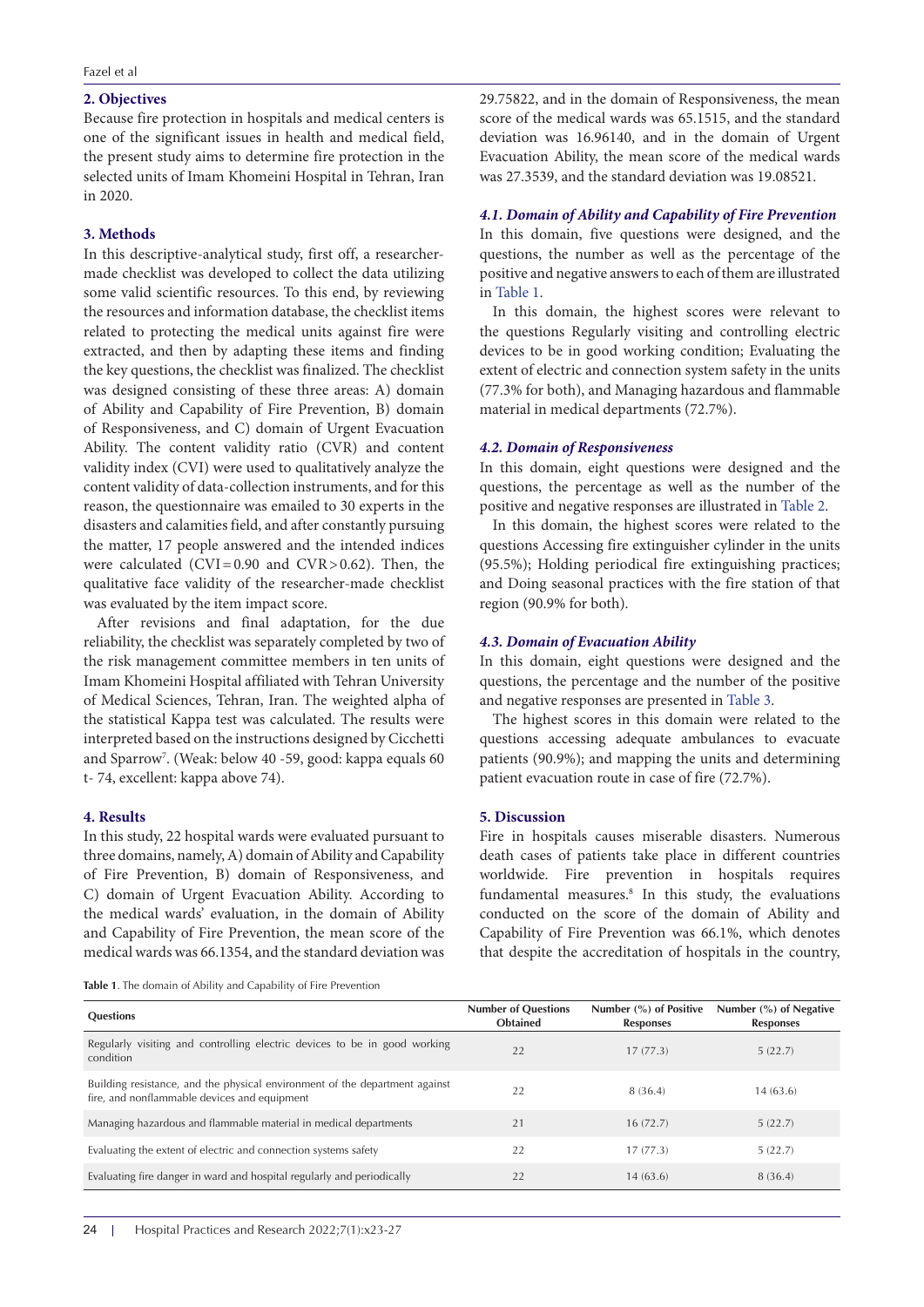## 2. Objectives

Because fire protection in hospitals and medical centers is one of the significant issues in health and medical field, the present study aims to determine fire protection in the selected units of Imam Khomeini Hospital in Tehran, Iran in 2020.

## 3. Methods

In this descriptive-analytical study, first off, a researcher-made checklist was developed to collect the data utilizing some valid scientific resources. To this end, by reviewing the resources and information database, the checklist items related to protecting the medical units against fire were extracted, and then by adapting these items and finding the key questions, the checklist was finalized. The checklist was designed consisting of these three areas: A) domain of Ability and Capability of Fire Prevention, B) domain of Responsiveness, and C) domain of Urgent Evacuation Ability. The content validity ratio (CVR) and content validity index (CVI) were used to qualitatively analyze the content validity of data-collection instruments, and for this reason, the questionnaire was emailed to 30 experts in the disasters and calamities field, and after constantly pursuing the matter, 17 people answered and the intended indices were calculated (CVI = 0.90 and CVR > 0.62). Then, the qualitative face validity of the researcher-made checklist was evaluated by the item impact score.

After revisions and final adaptation, for the due reliability, the checklist was separately completed by two of the risk management committee members in ten units of Imam Khomeini Hospital affiliated with Tehran University of Medical Sciences, Tehran, Iran. The weighted alpha of the statistical Kappa test was calculated. The results were interpreted based on the instructions designed by Cicchetti and Sparrow[7]. (Weak: below 40 -59, good: kappa equals 60 t- 74, excellent: kappa above 74).

## 4. Results

In this study, 22 hospital wards were evaluated pursuant to three domains, namely, A) domain of Ability and Capability of Fire Prevention, B) domain of Responsiveness, and C) domain of Urgent Evacuation Ability. According to the medical wards' evaluation, in the domain of Ability and Capability of Fire Prevention, the mean score of the medical wards was 66.1354, and the standard deviation was 29.75822, and in the domain of Responsiveness, the mean score of the medical wards was 65.1515, and the standard deviation was 16.96140, and in the domain of Urgent Evacuation Ability, the mean score of the medical wards was 27.3539, and the standard deviation was 19.08521.

### *4.1. Domain of Ability and Capability of Fire Prevention*

In this domain, five questions were designed, and the questions, the number as well as the percentage of the positive and negative answers to each of them are illustrated in Table 1.

In this domain, the highest scores were relevant to the questions Regularly visiting and controlling electric devices to be in good working condition; Evaluating the extent of electric and connection systems safety in the units (77.3% for both), and Managing hazardous and flammable material in medical departments (72.7%).

### *4.2. Domain of Responsiveness*

In this domain, eight questions were designed and the questions, the percentage as well as the number of the positive and negative responses are illustrated in Table 2.

In this domain, the highest scores were related to the questions Accessing fire extinguisher cylinder in the units (95.5%); Holding periodical fire extinguishing practices; and Doing seasonal practices with the fire station of that region (90.9% for both).

### *4.3. Domain of Evacuation Ability*

In this domain, eight questions were designed and the questions, the percentage and the number of the positive and negative responses are presented in Table 3.

The highest scores in this domain were related to the questions accessing adequate ambulances to evacuate patients (90.9%); and mapping the units and determining patient evacuation route in case of fire (72.7%).

## 5. Discussion

Fire in hospitals causes miserable disasters. Numerous death cases of patients take place in different countries worldwide. Fire prevention in hospitals requires fundamental measures.[8] In this study, the evaluations conducted on the score of the domain of Ability and Capability of Fire Prevention was 66.1%, which denotes that despite the accreditation of hospitals in the country,

**Table 1**. The domain of Ability and Capability of Fire Prevention

| Questions | Number of Questions Obtained | Number (%) of Positive Responses | Number (%) of Negative Responses |
|---|---|---|---|
| Regularly visiting and controlling electric devices to be in good working condition | 22 | 17 (77.3) | 5 (22.7) |
| Building resistance, and the physical environment of the department against fire, and nonflammable devices and equipment | 22 | 8 (36.4) | 14 (63.6) |
| Managing hazardous and flammable material in medical departments | 21 | 16 (72.7) | 5 (22.7) |
| Evaluating the extent of electric and connection systems safety | 22 | 17 (77.3) | 5 (22.7) |
| Evaluating fire danger in ward and hospital regularly and periodically | 22 | 14 (63.6) | 8 (36.4) |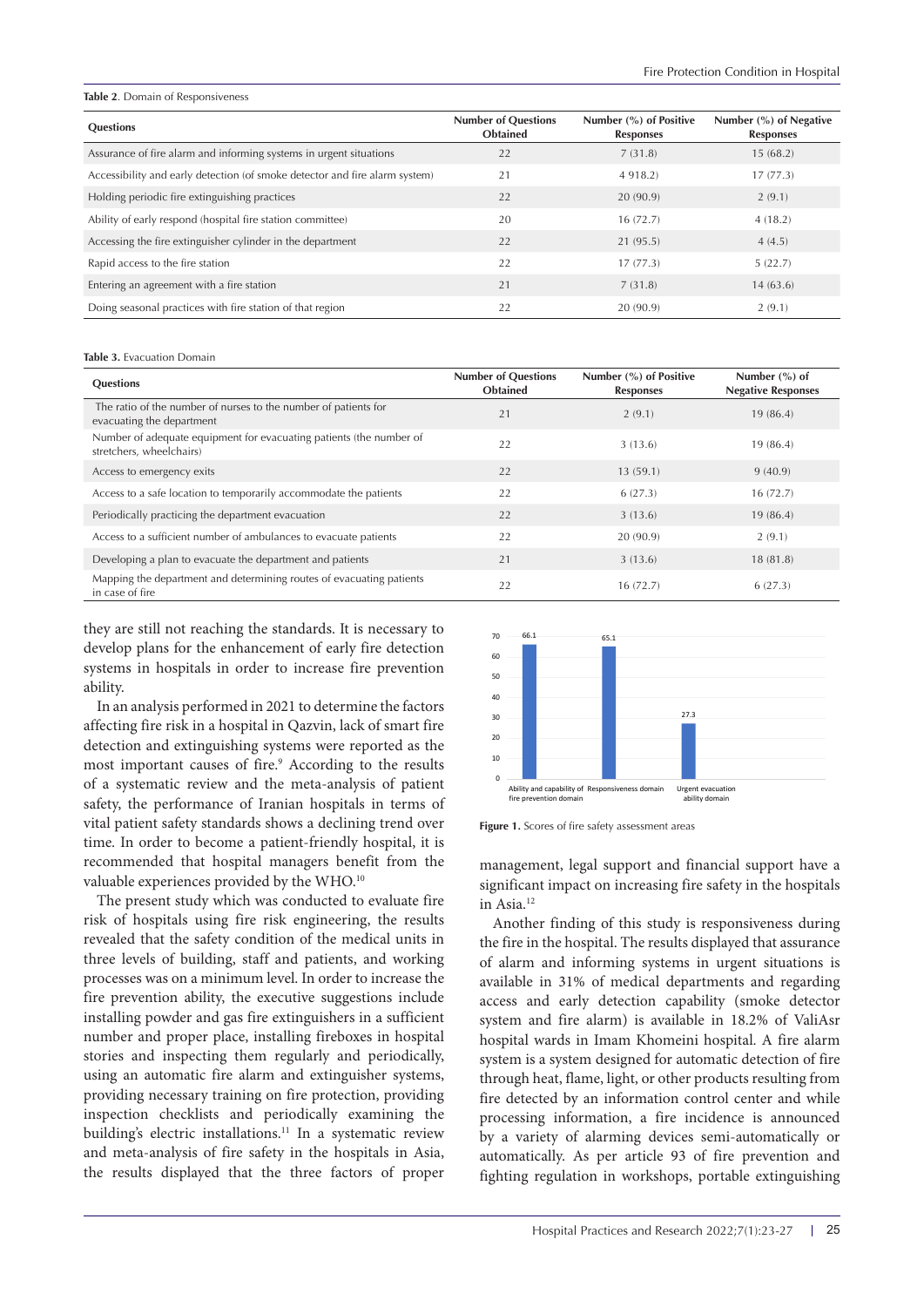**Table 2**. Domain of Responsiveness

| Questions | Number of Questions Obtained | Number (%) of Positive Responses | Number (%) of Negative Responses |
|---|---|---|---|
| Assurance of fire alarm and informing systems in urgent situations | 22 | 7 (31.8) | 15 (68.2) |
| Accessibility and early detection (of smoke detector and fire alarm system) | 21 | 4 918.2) | 17 (77.3) |
| Holding periodic fire extinguishing practices | 22 | 20 (90.9) | 2 (9.1) |
| Ability of early respond (hospital fire station committee) | 20 | 16 (72.7) | 4 (18.2) |
| Accessing the fire extinguisher cylinder in the department | 22 | 21 (95.5) | 4 (4.5) |
| Rapid access to the fire station | 22 | 17 (77.3) | 5 (22.7) |
| Entering an agreement with a fire station | 21 | 7 (31.8) | 14 (63.6) |
| Doing seasonal practices with fire station of that region | 22 | 20 (90.9) | 2 (9.1) |

**Table 3.** Evacuation Domain

| Questions | Number of Questions Obtained | Number (%) of Positive Responses | Number (%) of Negative Responses |
|---|---|---|---|
| The ratio of the number of nurses to the number of patients for evacuating the department | 21 | 2 (9.1) | 19 (86.4) |
| Number of adequate equipment for evacuating patients (the number of stretchers, wheelchairs) | 22 | 3 (13.6) | 19 (86.4) |
| Access to emergency exits | 22 | 13 (59.1) | 9 (40.9) |
| Access to a safe location to temporarily accommodate the patients | 22 | 6 (27.3) | 16 (72.7) |
| Periodically practicing the department evacuation | 22 | 3 (13.6) | 19 (86.4) |
| Access to a sufficient number of ambulances to evacuate patients | 22 | 20 (90.9) | 2 (9.1) |
| Developing a plan to evacuate the department and patients | 21 | 3 (13.6) | 18 (81.8) |
| Mapping the department and determining routes of evacuating patients in case of fire | 22 | 16 (72.7) | 6 (27.3) |

they are still not reaching the standards. It is necessary to develop plans for the enhancement of early fire detection systems in hospitals in order to increase fire prevention ability.

In an analysis performed in 2021 to determine the factors affecting fire risk in a hospital in Qazvin, lack of smart fire detection and extinguishing systems were reported as the most important causes of fire.[9] According to the results of a systematic review and the meta-analysis of patient safety, the performance of Iranian hospitals in terms of vital patient safety standards shows a declining trend over time. In order to become a patient-friendly hospital, it is recommended that hospital managers benefit from the valuable experiences provided by the WHO.[10]

The present study which was conducted to evaluate fire risk of hospitals using fire risk engineering, the results revealed that the safety condition of the medical units in three levels of building, staff and patients, and working processes was on a minimum level. In order to increase the fire prevention ability, the executive suggestions include installing powder and gas fire extinguishers in a sufficient number and proper place, installing fireboxes in hospital stories and inspecting them regularly and periodically, using an automatic fire alarm and extinguisher systems, providing necessary training on fire protection, providing inspection checklists and periodically examining the building's electric installations.[11] In a systematic review and meta-analysis of fire safety in the hospitals in Asia, the results displayed that the three factors of proper

| Domain | Score |
|---|---|
| Ability and capability of fire prevention domain | 66.1 |
| Responsiveness domain | 65.1 |
| Urgent evacuation ability domain | 27.3 |

**Figure 1.** Scores of fire safety assessment areas

management, legal support and financial support have a significant impact on increasing fire safety in the hospitals in Asia.[12]

Another finding of this study is responsiveness during the fire in the hospital. The results displayed that assurance of alarm and informing systems in urgent situations is available in 31% of medical departments and regarding access and early detection capability (smoke detector system and fire alarm) is available in 18.2% of ValiAsr hospital wards in Imam Khomeini hospital. A fire alarm system is a system designed for automatic detection of fire through heat, flame, light, or other products resulting from fire detected by an information control center and while processing information, a fire incidence is announced by a variety of alarming devices semi-automatically or automatically. As per article 93 of fire prevention and fighting regulation in workshops, portable extinguishing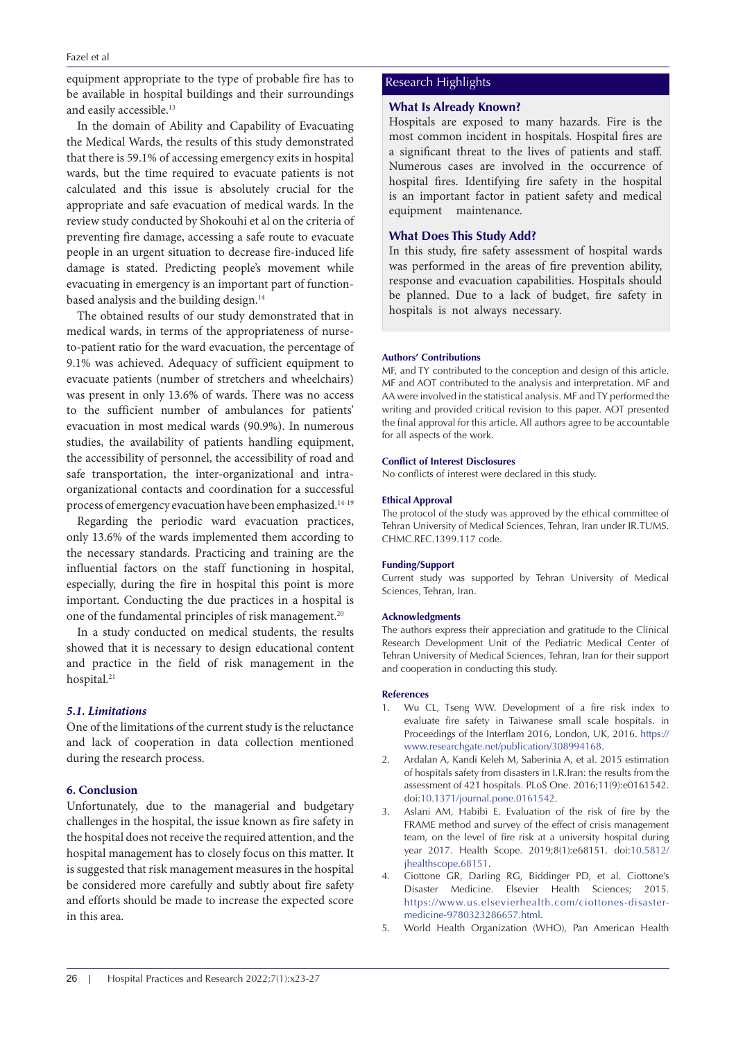equipment appropriate to the type of probable fire has to be available in hospital buildings and their surroundings and easily accessible.[13]

In the domain of Ability and Capability of Evacuating the Medical Wards, the results of this study demonstrated that there is 59.1% of accessing emergency exits in hospital wards, but the time required to evacuate patients is not calculated and this issue is absolutely crucial for the appropriate and safe evacuation of medical wards. In the review study conducted by Shokouhi et al on the criteria of preventing fire damage, accessing a safe route to evacuate people in an urgent situation to decrease fire-induced life damage is stated. Predicting people's movement while evacuating in emergency is an important part of function-based analysis and the building design.[14]

The obtained results of our study demonstrated that in medical wards, in terms of the appropriateness of nurse-to-patient ratio for the ward evacuation, the percentage of 9.1% was achieved. Adequacy of sufficient equipment to evacuate patients (number of stretchers and wheelchairs) was present in only 13.6% of wards. There was no access to the sufficient number of ambulances for patients' evacuation in most medical wards (90.9%). In numerous studies, the availability of patients handling equipment, the accessibility of personnel, the accessibility of road and safe transportation, the inter-organizational and intra-organizational contacts and coordination for a successful process of emergency evacuation have been emphasized.[14-19]

Regarding the periodic ward evacuation practices, only 13.6% of the wards implemented them according to the necessary standards. Practicing and training are the influential factors on the staff functioning in hospital, especially, during the fire in hospital this point is more important. Conducting the due practices in a hospital is one of the fundamental principles of risk management.[20]

In a study conducted on medical students, the results showed that it is necessary to design educational content and practice in the field of risk management in the hospital.[21]

### *5.1. Limitations*

One of the limitations of the current study is the reluctance and lack of cooperation in data collection mentioned during the research process.

## 6. Conclusion

Unfortunately, due to the managerial and budgetary challenges in the hospital, the issue known as fire safety in the hospital does not receive the required attention, and the hospital management has to closely focus on this matter. It is suggested that risk management measures in the hospital be considered more carefully and subtly about fire safety and efforts should be made to increase the expected score in this area.

## Research Highlights

### What Is Already Known?

Hospitals are exposed to many hazards. Fire is the most common incident in hospitals. Hospital fires are a significant threat to the lives of patients and staff. Numerous cases are involved in the occurrence of hospital fires. Identifying fire safety in the hospital is an important factor in patient safety and medical equipment maintenance.

### What Does This Study Add?

In this study, fire safety assessment of hospital wards was performed in the areas of fire prevention ability, response and evacuation capabilities. Hospitals should be planned. Due to a lack of budget, fire safety in hospitals is not always necessary.

### Authors' Contributions

MF, and TY contributed to the conception and design of this article. MF and AOT contributed to the analysis and interpretation. MF and AA were involved in the statistical analysis. MF and TY performed the writing and provided critical revision to this paper. AOT presented the final approval for this article. All authors agree to be accountable for all aspects of the work.

### Conflict of Interest Disclosures

No conflicts of interest were declared in this study.

### Ethical Approval

The protocol of the study was approved by the ethical committee of Tehran University of Medical Sciences, Tehran, Iran under IR.TUMS.CHMC.REC.1399.117 code.

### Funding/Support

Current study was supported by Tehran University of Medical Sciences, Tehran, Iran.

### Acknowledgments

The authors express their appreciation and gratitude to the Clinical Research Development Unit of the Pediatric Medical Center of Tehran University of Medical Sciences, Tehran, Iran for their support and cooperation in conducting this study.

### References

1. Wu CL, Tseng WW. Development of a fire risk index to evaluate fire safety in Taiwanese small scale hospitals. in Proceedings of the Interflam 2016, London, UK, 2016. https://www.researchgate.net/publication/308994168.
2. Ardalan A, Kandi Keleh M, Saberinia A, et al. 2015 estimation of hospitals safety from disasters in I.R.Iran: the results from the assessment of 421 hospitals. PLoS One. 2016;11(9):e0161542. doi:10.1371/journal.pone.0161542.
3. Aslani AM, Habibi E. Evaluation of the risk of fire by the FRAME method and survey of the effect of crisis management team, on the level of fire risk at a university hospital during year 2017. Health Scope. 2019;8(1):e68151. doi:10.5812/jhealthscope.68151.
4. Ciottone GR, Darling RG, Biddinger PD, et al. Ciottone's Disaster Medicine. Elsevier Health Sciences; 2015. https://www.us.elsevierhealth.com/ciottones-disaster-medicine-9780323286657.html.
5. World Health Organization (WHO), Pan American Health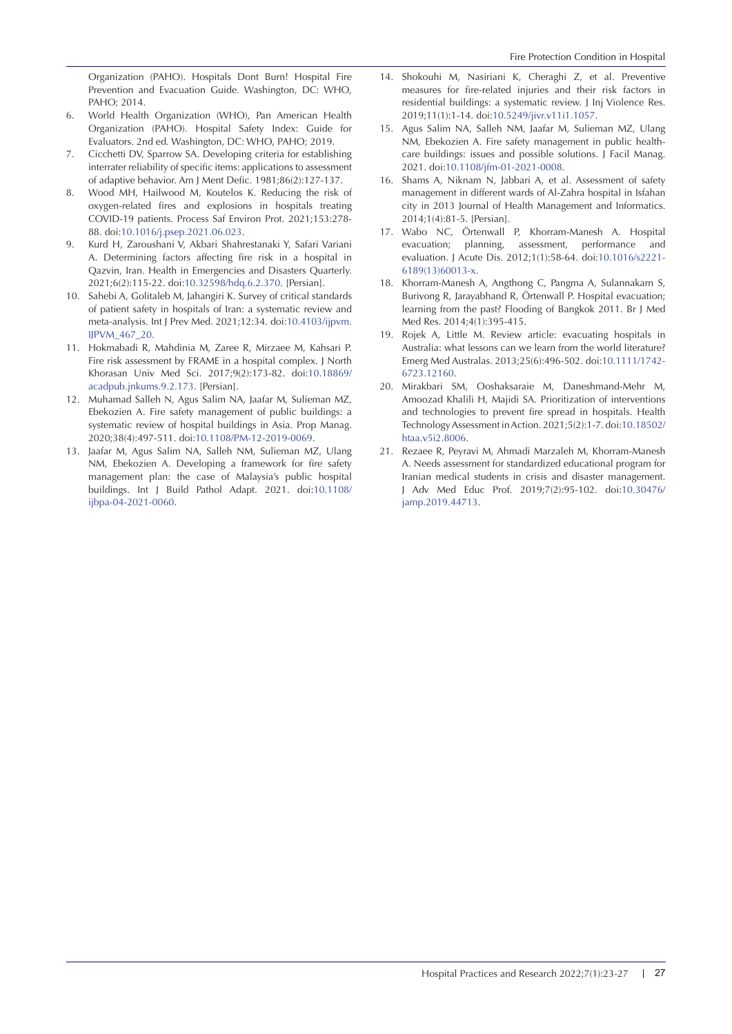Organization (PAHO). Hospitals Dont Burn! Hospital Fire Prevention and Evacuation Guide. Washington, DC: WHO, PAHO; 2014.

6. World Health Organization (WHO), Pan American Health Organization (PAHO). Hospital Safety Index: Guide for Evaluators. 2nd ed. Washington, DC: WHO, PAHO; 2019.
7. Cicchetti DV, Sparrow SA. Developing criteria for establishing interrater reliability of specific items: applications to assessment of adaptive behavior. Am J Ment Defic. 1981;86(2):127-137.
8. Wood MH, Hailwood M, Koutelos K. Reducing the risk of oxygen-related fires and explosions in hospitals treating COVID-19 patients. Process Saf Environ Prot. 2021;153:278-88. doi:10.1016/j.psep.2021.06.023.
9. Kurd H, Zaroushani V, Akbari Shahrestanaki Y, Safari Variani A. Determining factors affecting fire risk in a hospital in Qazvin, Iran. Health in Emergencies and Disasters Quarterly. 2021;6(2):115-22. doi:10.32598/hdq.6.2.370. [Persian].
10. Sahebi A, Golitaleb M, Jahangiri K. Survey of critical standards of patient safety in hospitals of Iran: a systematic review and meta-analysis. Int J Prev Med. 2021;12:34. doi:10.4103/ijpvm.IJPVM_467_20.
11. Hokmabadi R, Mahdinia M, Zaree R, Mirzaee M, Kahsari P. Fire risk assessment by FRAME in a hospital complex. J North Khorasan Univ Med Sci. 2017;9(2):173-82. doi:10.18869/acadpub.jnkums.9.2.173. [Persian].
12. Muhamad Salleh N, Agus Salim NA, Jaafar M, Sulieman MZ, Ebekozien A. Fire safety management of public buildings: a systematic review of hospital buildings in Asia. Prop Manag. 2020;38(4):497-511. doi:10.1108/PM-12-2019-0069.
13. Jaafar M, Agus Salim NA, Salleh NM, Sulieman MZ, Ulang NM, Ebekozien A. Developing a framework for fire safety management plan: the case of Malaysia's public hospital buildings. Int J Build Pathol Adapt. 2021. doi:10.1108/ijbpa-04-2021-0060.
14. Shokouhi M, Nasiriani K, Cheraghi Z, et al. Preventive measures for fire-related injuries and their risk factors in residential buildings: a systematic review. J Inj Violence Res. 2019;11(1):1-14. doi:10.5249/jivr.v11i1.1057.
15. Agus Salim NA, Salleh NM, Jaafar M, Sulieman MZ, Ulang NM, Ebekozien A. Fire safety management in public health-care buildings: issues and possible solutions. J Facil Manag. 2021. doi:10.1108/jfm-01-2021-0008.
16. Shams A, Niknam N, Jabbari A, et al. Assessment of safety management in different wards of Al-Zahra hospital in Isfahan city in 2013 Journal of Health Management and Informatics. 2014;1(4):81-5. [Persian].
17. Wabo NC, Örtenwall P, Khorram-Manesh A. Hospital evacuation; planning, assessment, performance and evaluation. J Acute Dis. 2012;1(1):58-64. doi:10.1016/s2221-6189(13)60013-x.
18. Khorram-Manesh A, Angthong C, Pangma A, Sulannakarn S, Burivong R, Jarayabhand R, Örtenwall P. Hospital evacuation; learning from the past? Flooding of Bangkok 2011. Br J Med Med Res. 2014;4(1):395-415.
19. Rojek A, Little M. Review article: evacuating hospitals in Australia: what lessons can we learn from the world literature? Emerg Med Australas. 2013;25(6):496-502. doi:10.1111/1742-6723.12160.
20. Mirakbari SM, Ooshaksaraie M, Daneshmand-Mehr M, Amoozad Khalili H, Majidi SA. Prioritization of interventions and technologies to prevent fire spread in hospitals. Health Technology Assessment in Action. 2021;5(2):1-7. doi:10.18502/htaa.v5i2.8006.
21. Rezaee R, Peyravi M, Ahmadi Marzaleh M, Khorram-Manesh A. Needs assessment for standardized educational program for Iranian medical students in crisis and disaster management. J Adv Med Educ Prof. 2019;7(2):95-102. doi:10.30476/jamp.2019.44713.